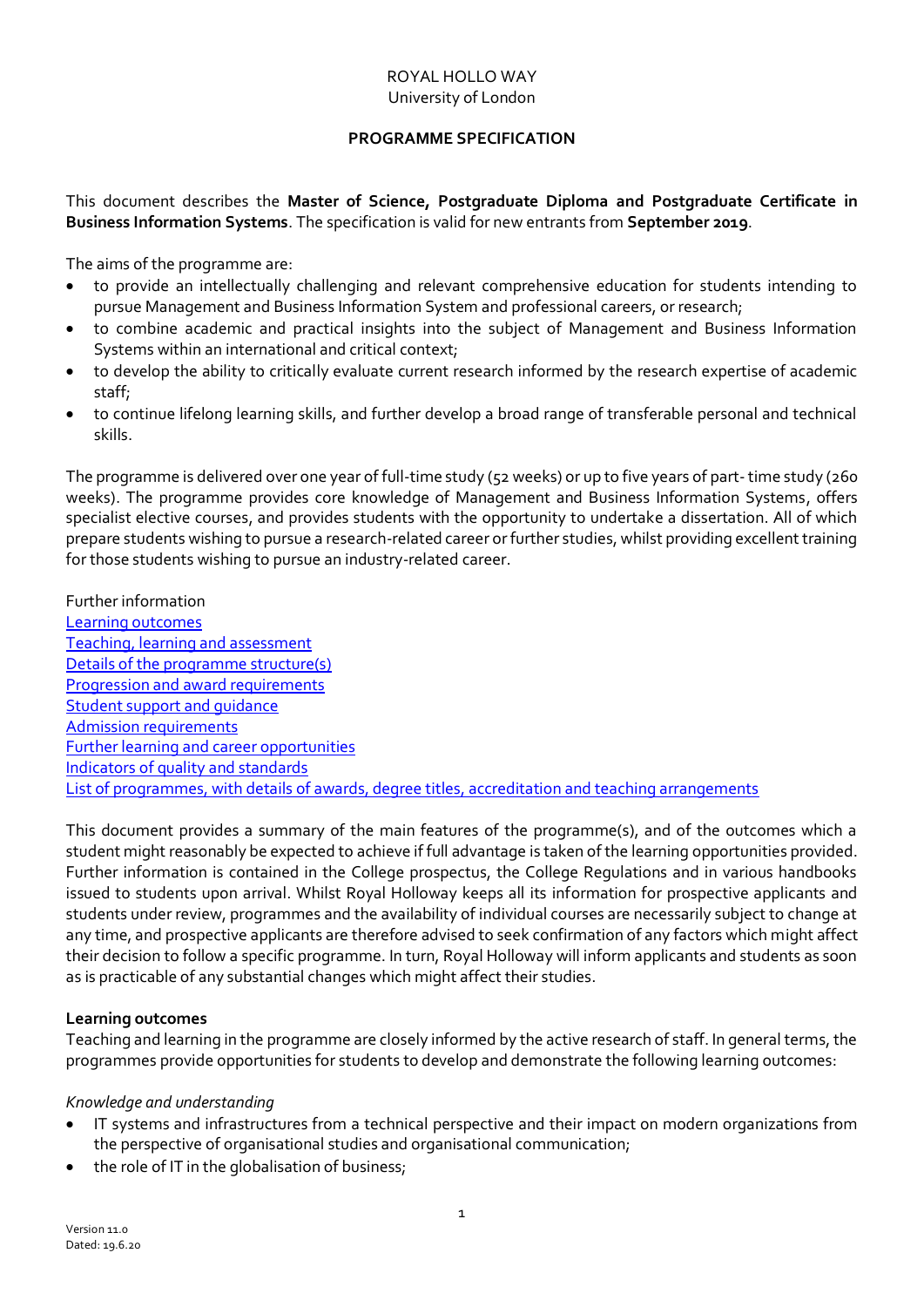ROYAL HOLLO WAY
University of London

**PROGRAMME SPECIFICATION**

This document describes the **Master of Science, Postgraduate Diploma and Postgraduate Certificate in Business Information Systems**. The specification is valid for new entrants from **September 2019**.

The aims of the programme are:

- to provide an intellectually challenging and relevant comprehensive education for students intending to pursue Management and Business Information System and professional careers, or research;
- to combine academic and practical insights into the subject of Management and Business Information Systems within an international and critical context;
- to develop the ability to critically evaluate current research informed by the research expertise of academic staff;
- to continue lifelong learning skills, and further develop a broad range of transferable personal and technical skills.

The programme is delivered over one year of full-time study (52 weeks) or up to five years of part- time study (260 weeks). The programme provides core knowledge of Management and Business Information Systems, offers specialist elective courses, and provides students with the opportunity to undertake a dissertation. All of which prepare students wishing to pursue a research-related career or further studies, whilst providing excellent training for those students wishing to pursue an industry-related career.

Further information
Learning outcomes
Teaching, learning and assessment
Details of the programme structure(s)
Progression and award requirements
Student support and guidance
Admission requirements
Further learning and career opportunities
Indicators of quality and standards
List of programmes, with details of awards, degree titles, accreditation and teaching arrangements

This document provides a summary of the main features of the programme(s), and of the outcomes which a student might reasonably be expected to achieve if full advantage is taken of the learning opportunities provided. Further information is contained in the College prospectus, the College Regulations and in various handbooks issued to students upon arrival. Whilst Royal Holloway keeps all its information for prospective applicants and students under review, programmes and the availability of individual courses are necessarily subject to change at any time, and prospective applicants are therefore advised to seek confirmation of any factors which might affect their decision to follow a specific programme. In turn, Royal Holloway will inform applicants and students as soon as is practicable of any substantial changes which might affect their studies.

**Learning outcomes**

Teaching and learning in the programme are closely informed by the active research of staff. In general terms, the programmes provide opportunities for students to develop and demonstrate the following learning outcomes:

*Knowledge and understanding*

- IT systems and infrastructures from a technical perspective and their impact on modern organizations from the perspective of organisational studies and organisational communication;
- the role of IT in the globalisation of business;

Version 11.0
Dated: 19.6.20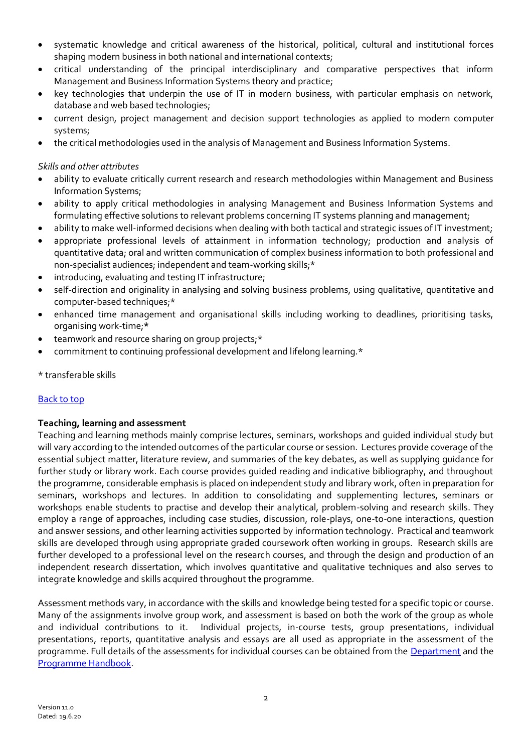- systematic knowledge and critical awareness of the historical, political, cultural and institutional forces shaping modern business in both national and international contexts;
- critical understanding of the principal interdisciplinary and comparative perspectives that inform Management and Business Information Systems theory and practice;
- key technologies that underpin the use of IT in modern business, with particular emphasis on network, database and web based technologies;
- current design, project management and decision support technologies as applied to modern computer systems;
- the critical methodologies used in the analysis of Management and Business Information Systems.

*Skills and other attributes*

- ability to evaluate critically current research and research methodologies within Management and Business Information Systems;
- ability to apply critical methodologies in analysing Management and Business Information Systems and formulating effective solutions to relevant problems concerning IT systems planning and management;
- ability to make well-informed decisions when dealing with both tactical and strategic issues of IT investment;
- appropriate professional levels of attainment in information technology; production and analysis of quantitative data; oral and written communication of complex business information to both professional and non-specialist audiences; independent and team-working skills;*
- introducing, evaluating and testing IT infrastructure;
- self-direction and originality in analysing and solving business problems, using qualitative, quantitative and computer-based techniques;*
- enhanced time management and organisational skills including working to deadlines, prioritising tasks, organising work-time;*
- teamwork and resource sharing on group projects;*
- commitment to continuing professional development and lifelong learning.*

\* transferable skills

[Back to top]

**Teaching, learning and assessment**

Teaching and learning methods mainly comprise lectures, seminars, workshops and guided individual study but will vary according to the intended outcomes of the particular course or session. Lectures provide coverage of the essential subject matter, literature review, and summaries of the key debates, as well as supplying guidance for further study or library work. Each course provides guided reading and indicative bibliography, and throughout the programme, considerable emphasis is placed on independent study and library work, often in preparation for seminars, workshops and lectures. In addition to consolidating and supplementing lectures, seminars or workshops enable students to practise and develop their analytical, problem-solving and research skills. They employ a range of approaches, including case studies, discussion, role-plays, one-to-one interactions, question and answer sessions, and other learning activities supported by information technology. Practical and teamwork skills are developed through using appropriate graded coursework often working in groups. Research skills are further developed to a professional level on the research courses, and through the design and production of an independent research dissertation, which involves quantitative and qualitative techniques and also serves to integrate knowledge and skills acquired throughout the programme.

Assessment methods vary, in accordance with the skills and knowledge being tested for a specific topic or course. Many of the assignments involve group work, and assessment is based on both the work of the group as whole and individual contributions to it. Individual projects, in-course tests, group presentations, individual presentations, reports, quantitative analysis and essays are all used as appropriate in the assessment of the programme. Full details of the assessments for individual courses can be obtained from the Department and the Programme Handbook.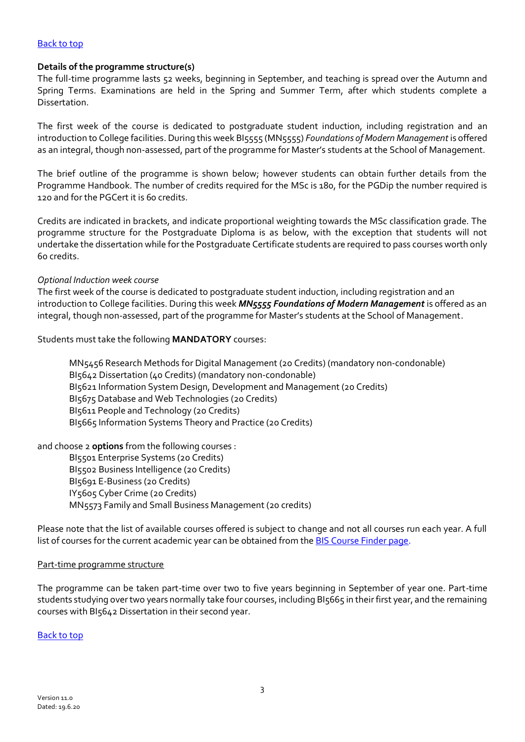[Back to top]

**Details of the programme structure(s)**

The full-time programme lasts 52 weeks, beginning in September, and teaching is spread over the Autumn and Spring Terms. Examinations are held in the Spring and Summer Term, after which students complete a Dissertation.

The first week of the course is dedicated to postgraduate student induction, including registration and an introduction to College facilities. During this week BI5555 (MN5555) *Foundations of Modern Management* is offered as an integral, though non-assessed, part of the programme for Master's students at the School of Management.

The brief outline of the programme is shown below; however students can obtain further details from the Programme Handbook. The number of credits required for the MSc is 180, for the PGDip the number required is 120 and for the PGCert it is 60 credits.

Credits are indicated in brackets, and indicate proportional weighting towards the MSc classification grade. The programme structure for the Postgraduate Diploma is as below, with the exception that students will not undertake the dissertation while for the Postgraduate Certificate students are required to pass courses worth only 60 credits.

*Optional Induction week course*

The first week of the course is dedicated to postgraduate student induction, including registration and an introduction to College facilities. During this week ***MN5555 Foundations of Modern Management*** is offered as an integral, though non-assessed, part of the programme for Master's students at the School of Management.

Students must take the following **MANDATORY** courses:

- MN5456 Research Methods for Digital Management (20 Credits) (mandatory non-condonable)
- BI5642 Dissertation (40 Credits) (mandatory non-condonable)
- BI5621 Information System Design, Development and Management (20 Credits)
- BI5675 Database and Web Technologies (20 Credits)
- BI5611 People and Technology (20 Credits)
- BI5665 Information Systems Theory and Practice (20 Credits)

and choose 2 **options** from the following courses :

- BI5501 Enterprise Systems (20 Credits)
- BI5502 Business Intelligence (20 Credits)
- BI5691 E-Business (20 Credits)
- IY5605 Cyber Crime (20 Credits)
- MN5573 Family and Small Business Management (20 credits)

Please note that the list of available courses offered is subject to change and not all courses run each year. A full list of courses for the current academic year can be obtained from the [BIS Course Finder page].

Part-time programme structure

The programme can be taken part-time over two to five years beginning in September of year one. Part-time students studying over two years normally take four courses, including BI5665 in their first year, and the remaining courses with BI5642 Dissertation in their second year.

[Back to top]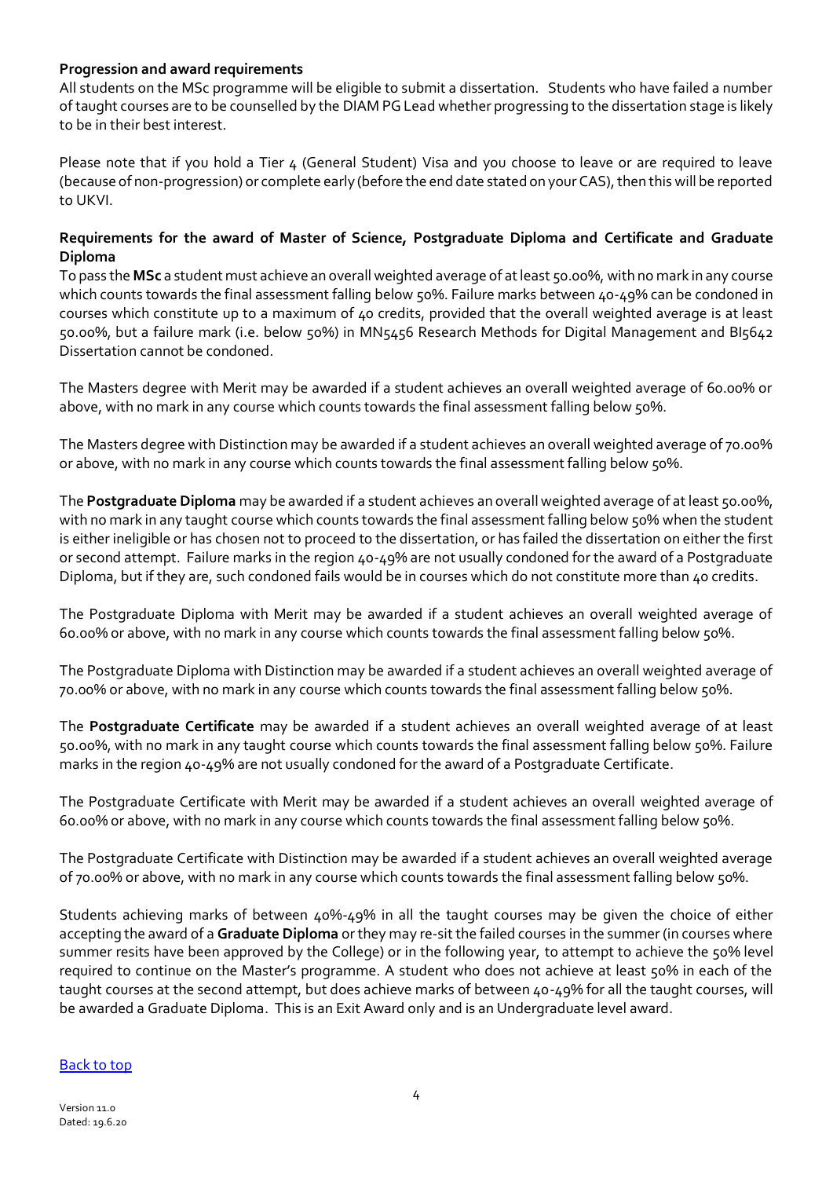**Progression and award requirements**

All students on the MSc programme will be eligible to submit a dissertation. Students who have failed a number of taught courses are to be counselled by the DIAM PG Lead whether progressing to the dissertation stage is likely to be in their best interest.

Please note that if you hold a Tier 4 (General Student) Visa and you choose to leave or are required to leave (because of non-progression) or complete early (before the end date stated on your CAS), then this will be reported to UKVI.

**Requirements for the award of Master of Science, Postgraduate Diploma and Certificate and Graduate Diploma**

To pass the **MSc** a student must achieve an overall weighted average of at least 50.00%, with no mark in any course which counts towards the final assessment falling below 50%. Failure marks between 40-49% can be condoned in courses which constitute up to a maximum of 40 credits, provided that the overall weighted average is at least 50.00%, but a failure mark (i.e. below 50%) in MN5456 Research Methods for Digital Management and BI5642 Dissertation cannot be condoned.

The Masters degree with Merit may be awarded if a student achieves an overall weighted average of 60.00% or above, with no mark in any course which counts towards the final assessment falling below 50%.

The Masters degree with Distinction may be awarded if a student achieves an overall weighted average of 70.00% or above, with no mark in any course which counts towards the final assessment falling below 50%.

The **Postgraduate Diploma** may be awarded if a student achieves an overall weighted average of at least 50.00%, with no mark in any taught course which counts towards the final assessment falling below 50% when the student is either ineligible or has chosen not to proceed to the dissertation, or has failed the dissertation on either the first or second attempt. Failure marks in the region 40-49% are not usually condoned for the award of a Postgraduate Diploma, but if they are, such condoned fails would be in courses which do not constitute more than 40 credits.

The Postgraduate Diploma with Merit may be awarded if a student achieves an overall weighted average of 60.00% or above, with no mark in any course which counts towards the final assessment falling below 50%.

The Postgraduate Diploma with Distinction may be awarded if a student achieves an overall weighted average of 70.00% or above, with no mark in any course which counts towards the final assessment falling below 50%.

The **Postgraduate Certificate** may be awarded if a student achieves an overall weighted average of at least 50.00%, with no mark in any taught course which counts towards the final assessment falling below 50%. Failure marks in the region 40-49% are not usually condoned for the award of a Postgraduate Certificate.

The Postgraduate Certificate with Merit may be awarded if a student achieves an overall weighted average of 60.00% or above, with no mark in any course which counts towards the final assessment falling below 50%.

The Postgraduate Certificate with Distinction may be awarded if a student achieves an overall weighted average of 70.00% or above, with no mark in any course which counts towards the final assessment falling below 50%.

Students achieving marks of between 40%-49% in all the taught courses may be given the choice of either accepting the award of a **Graduate Diploma** or they may re-sit the failed courses in the summer (in courses where summer resits have been approved by the College) or in the following year, to attempt to achieve the 50% level required to continue on the Master's programme. A student who does not achieve at least 50% in each of the taught courses at the second attempt, but does achieve marks of between 40-49% for all the taught courses, will be awarded a Graduate Diploma. This is an Exit Award only and is an Undergraduate level award.

Back to top

Version 11.0
Dated: 19.6.20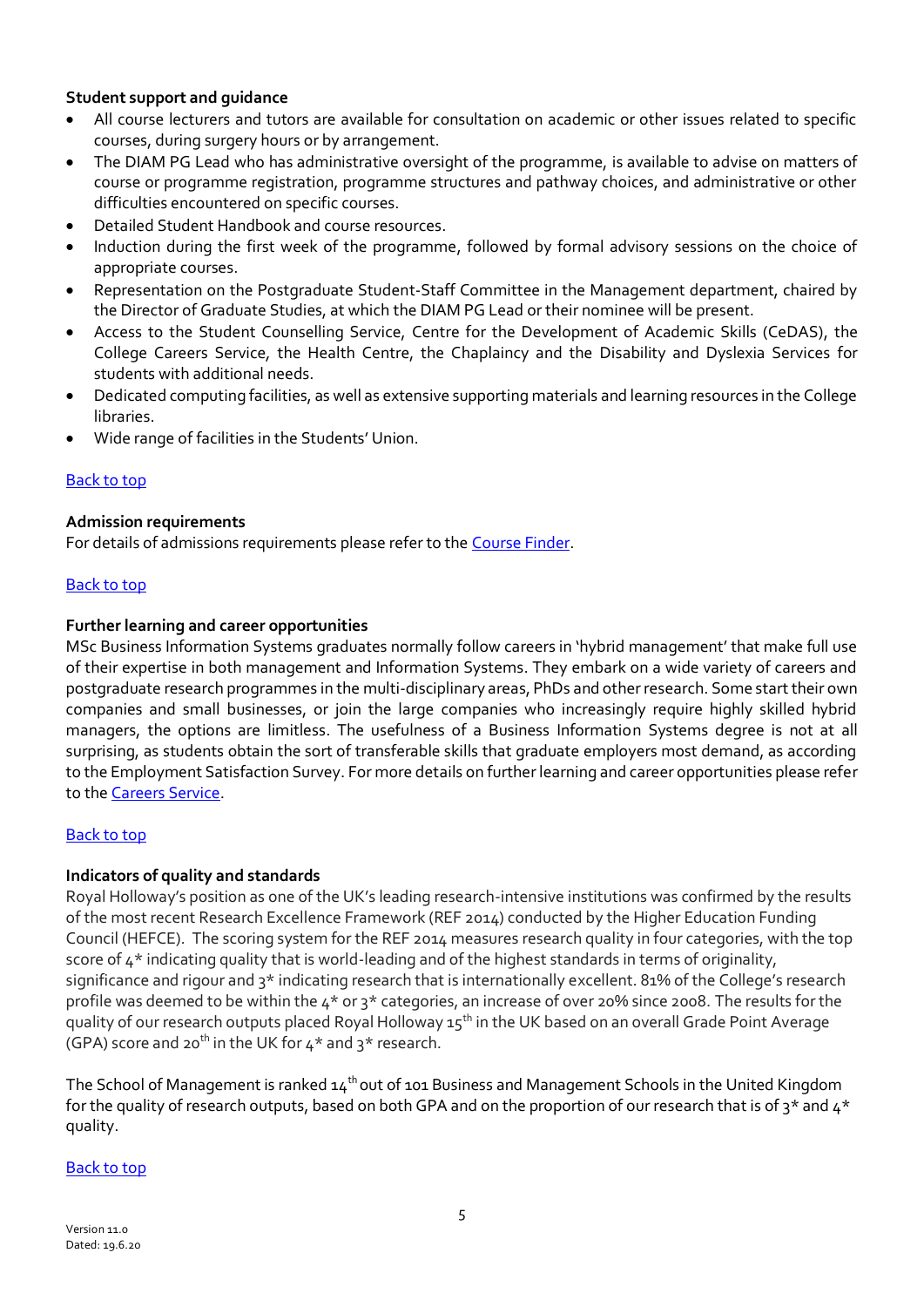**Student support and guidance**

- All course lecturers and tutors are available for consultation on academic or other issues related to specific courses, during surgery hours or by arrangement.
- The DIAM PG Lead who has administrative oversight of the programme, is available to advise on matters of course or programme registration, programme structures and pathway choices, and administrative or other difficulties encountered on specific courses.
- Detailed Student Handbook and course resources.
- Induction during the first week of the programme, followed by formal advisory sessions on the choice of appropriate courses.
- Representation on the Postgraduate Student-Staff Committee in the Management department, chaired by the Director of Graduate Studies, at which the DIAM PG Lead or their nominee will be present.
- Access to the Student Counselling Service, Centre for the Development of Academic Skills (CeDAS), the College Careers Service, the Health Centre, the Chaplaincy and the Disability and Dyslexia Services for students with additional needs.
- Dedicated computing facilities, as well as extensive supporting materials and learning resources in the College libraries.
- Wide range of facilities in the Students' Union.

Back to top

**Admission requirements**

For details of admissions requirements please refer to the Course Finder.

Back to top

**Further learning and career opportunities**

MSc Business Information Systems graduates normally follow careers in 'hybrid management' that make full use of their expertise in both management and Information Systems. They embark on a wide variety of careers and postgraduate research programmes in the multi-disciplinary areas, PhDs and other research. Some start their own companies and small businesses, or join the large companies who increasingly require highly skilled hybrid managers, the options are limitless. The usefulness of a Business Information Systems degree is not at all surprising, as students obtain the sort of transferable skills that graduate employers most demand, as according to the Employment Satisfaction Survey. For more details on further learning and career opportunities please refer to the Careers Service.

Back to top

**Indicators of quality and standards**

Royal Holloway's position as one of the UK's leading research-intensive institutions was confirmed by the results of the most recent Research Excellence Framework (REF 2014) conducted by the Higher Education Funding Council (HEFCE). The scoring system for the REF 2014 measures research quality in four categories, with the top score of 4* indicating quality that is world-leading and of the highest standards in terms of originality, significance and rigour and 3* indicating research that is internationally excellent. 81% of the College's research profile was deemed to be within the 4* or 3* categories, an increase of over 20% since 2008. The results for the quality of our research outputs placed Royal Holloway 15th in the UK based on an overall Grade Point Average (GPA) score and 20th in the UK for 4* and 3* research.

The School of Management is ranked 14th out of 101 Business and Management Schools in the United Kingdom for the quality of research outputs, based on both GPA and on the proportion of our research that is of 3* and 4* quality.

Back to top

Version 11.0
Dated: 19.6.20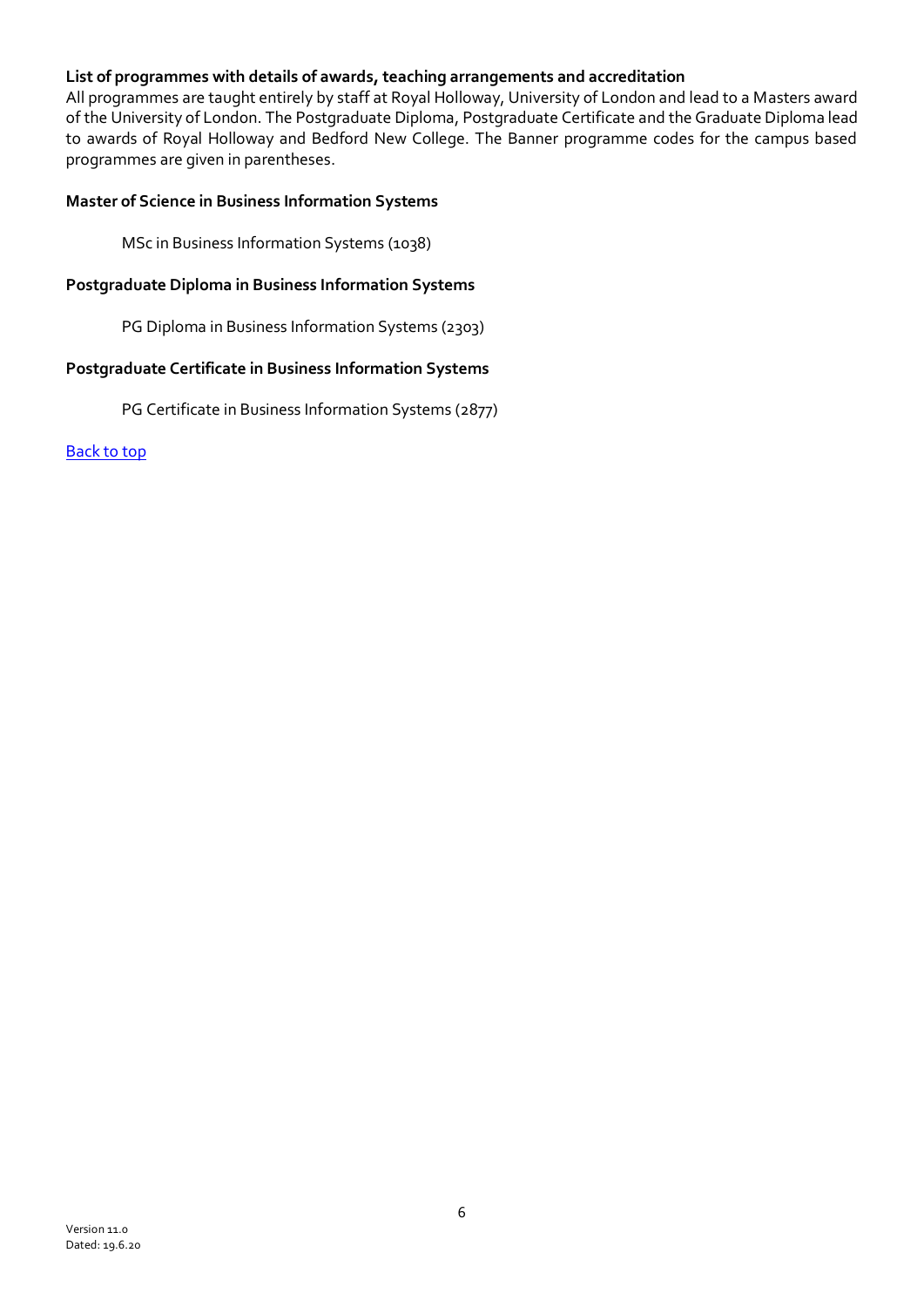**List of programmes with details of awards, teaching arrangements and accreditation**

All programmes are taught entirely by staff at Royal Holloway, University of London and lead to a Masters award of the University of London. The Postgraduate Diploma, Postgraduate Certificate and the Graduate Diploma lead to awards of Royal Holloway and Bedford New College. The Banner programme codes for the campus based programmes are given in parentheses.

**Master of Science in Business Information Systems**

MSc in Business Information Systems (1038)

**Postgraduate Diploma in Business Information Systems**

PG Diploma in Business Information Systems (2303)

**Postgraduate Certificate in Business Information Systems**

PG Certificate in Business Information Systems (2877)

Back to top

Version 11.0
Dated: 19.6.20